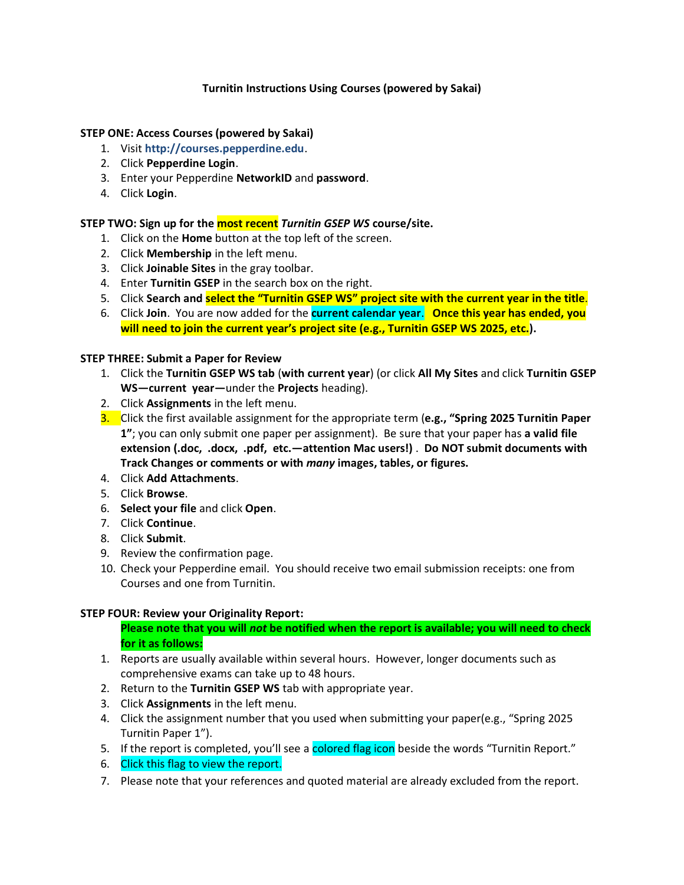# Turnitin Instructions Using Courses (powered by Sakai)

**STEP ONE: Access Courses (powered by Sakai)**

1. Visit **http://courses.pepperdine.edu**.
2. Click **Pepperdine Login**.
3. Enter your Pepperdine **NetworkID** and **password**.
4. Click **Login**.

**STEP TWO: Sign up for the most recent *Turnitin GSEP WS* course/site.**

1. Click on the **Home** button at the top left of the screen.
2. Click **Membership** in the left menu.
3. Click **Joinable Sites** in the gray toolbar.
4. Enter **Turnitin GSEP** in the search box on the right.
5. Click **Search and select the "Turnitin GSEP WS" project site with the current year in the title**.
6. Click **Join**. You are now added for the **current calendar year**. **Once this year has ended, you will need to join the current year's project site (e.g., Turnitin GSEP WS 2025, etc.)**.

**STEP THREE: Submit a Paper for Review**

1. Click the **Turnitin GSEP WS tab** (**with current year**) (or click **All My Sites** and click **Turnitin GSEP WS—current year—**under the **Projects** heading).
2. Click **Assignments** in the left menu.
3. Click the first available assignment for the appropriate term (**e.g., "Spring 2025 Turnitin Paper 1"**; you can only submit one paper per assignment). Be sure that your paper has **a valid file extension (.doc, .docx, .pdf, etc.—attention Mac users!)** . **Do NOT submit documents with Track Changes or comments or with *many* images, tables, or figures.**
4. Click **Add Attachments**.
5. Click **Browse**.
6. **Select your file** and click **Open**.
7. Click **Continue**.
8. Click **Submit**.
9. Review the confirmation page.
10. Check your Pepperdine email. You should receive two email submission receipts: one from Courses and one from Turnitin.

**STEP FOUR: Review your Originality Report:**

**Please note that you will *not* be notified when the report is available; you will need to check for it as follows:**

1. Reports are usually available within several hours. However, longer documents such as comprehensive exams can take up to 48 hours.
2. Return to the **Turnitin GSEP WS** tab with appropriate year.
3. Click **Assignments** in the left menu.
4. Click the assignment number that you used when submitting your paper(e.g., "Spring 2025 Turnitin Paper 1").
5. If the report is completed, you'll see a colored flag icon beside the words "Turnitin Report."
6. Click this flag to view the report.
7. Please note that your references and quoted material are already excluded from the report.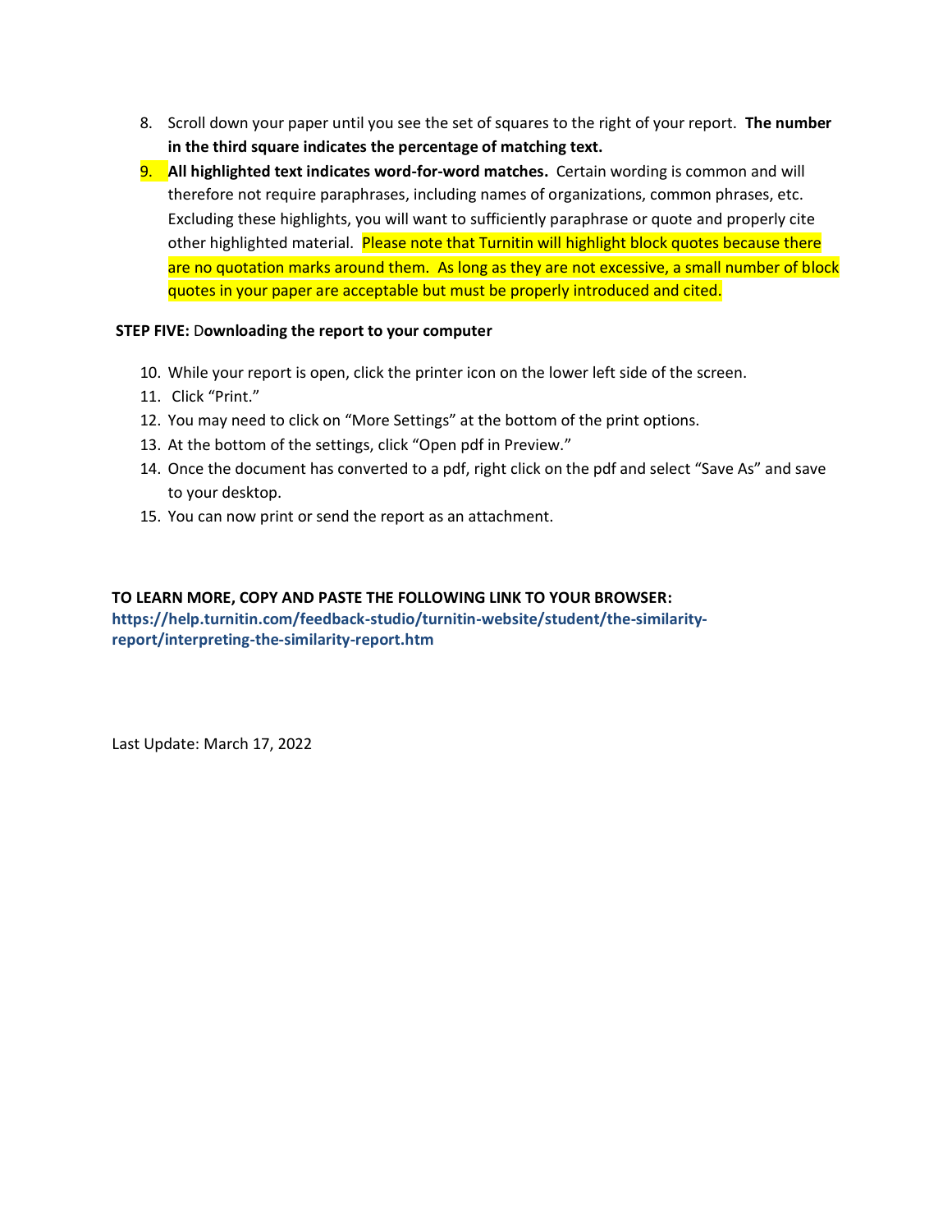8. Scroll down your paper until you see the set of squares to the right of your report. **The number in the third square indicates the percentage of matching text.**
9. **All highlighted text indicates word-for-word matches.** Certain wording is common and will therefore not require paraphrases, including names of organizations, common phrases, etc. Excluding these highlights, you will want to sufficiently paraphrase or quote and properly cite other highlighted material. Please note that Turnitin will highlight block quotes because there are no quotation marks around them. As long as they are not excessive, a small number of block quotes in your paper are acceptable but must be properly introduced and cited.

**STEP FIVE:** D**ownloading the report to your computer**

10. While your report is open, click the printer icon on the lower left side of the screen.
11. Click "Print."
12. You may need to click on "More Settings" at the bottom of the print options.
13. At the bottom of the settings, click "Open pdf in Preview."
14. Once the document has converted to a pdf, right click on the pdf and select "Save As" and save to your desktop.
15. You can now print or send the report as an attachment.

**TO LEARN MORE, COPY AND PASTE THE FOLLOWING LINK TO YOUR BROWSER:**
**https://help.turnitin.com/feedback-studio/turnitin-website/student/the-similarity-report/interpreting-the-similarity-report.htm**

Last Update: March 17, 2022